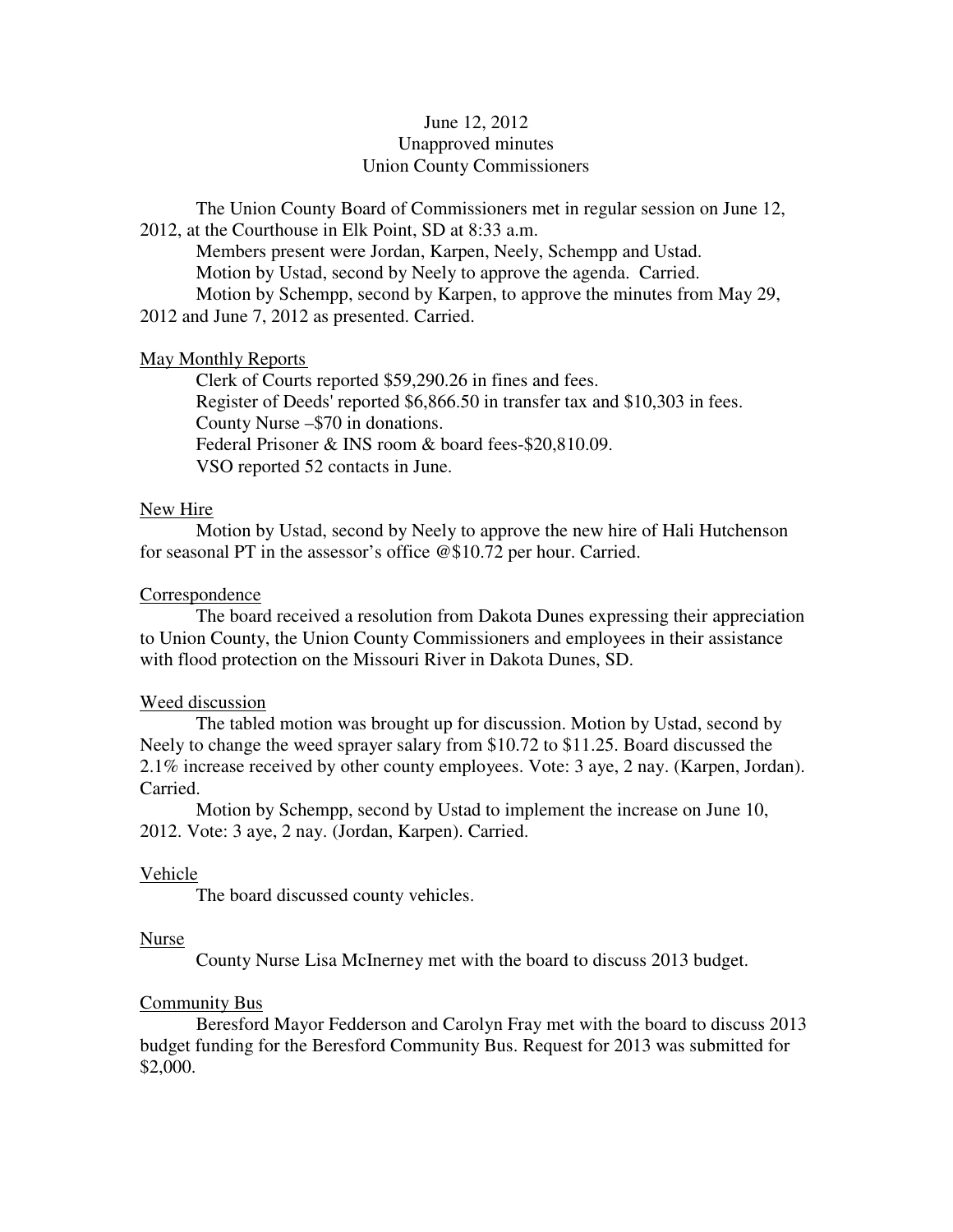June 12, 2012
Unapproved minutes
Union County Commissioners

The Union County Board of Commissioners met in regular session on June 12, 2012, at the Courthouse in Elk Point, SD at 8:33 a.m.

Members present were Jordan, Karpen, Neely, Schempp and Ustad.

Motion by Ustad, second by Neely to approve the agenda. Carried.

Motion by Schempp, second by Karpen, to approve the minutes from May 29, 2012 and June 7, 2012 as presented. Carried.

May Monthly Reports

Clerk of Courts reported $59,290.26 in fines and fees.
Register of Deeds' reported $6,866.50 in transfer tax and $10,303 in fees.
County Nurse –$70 in donations.
Federal Prisoner & INS room & board fees-$20,810.09.
VSO reported 52 contacts in June.

New Hire

Motion by Ustad, second by Neely to approve the new hire of Hali Hutchenson for seasonal PT in the assessor's office @$10.72 per hour. Carried.

Correspondence

The board received a resolution from Dakota Dunes expressing their appreciation to Union County, the Union County Commissioners and employees in their assistance with flood protection on the Missouri River in Dakota Dunes, SD.

Weed discussion

The tabled motion was brought up for discussion. Motion by Ustad, second by Neely to change the weed sprayer salary from $10.72 to $11.25. Board discussed the 2.1% increase received by other county employees. Vote: 3 aye, 2 nay. (Karpen, Jordan). Carried.

Motion by Schempp, second by Ustad to implement the increase on June 10, 2012. Vote: 3 aye, 2 nay. (Jordan, Karpen). Carried.

Vehicle

The board discussed county vehicles.

Nurse

County Nurse Lisa McInerney met with the board to discuss 2013 budget.

Community Bus

Beresford Mayor Fedderson and Carolyn Fray met with the board to discuss 2013 budget funding for the Beresford Community Bus. Request for 2013 was submitted for $2,000.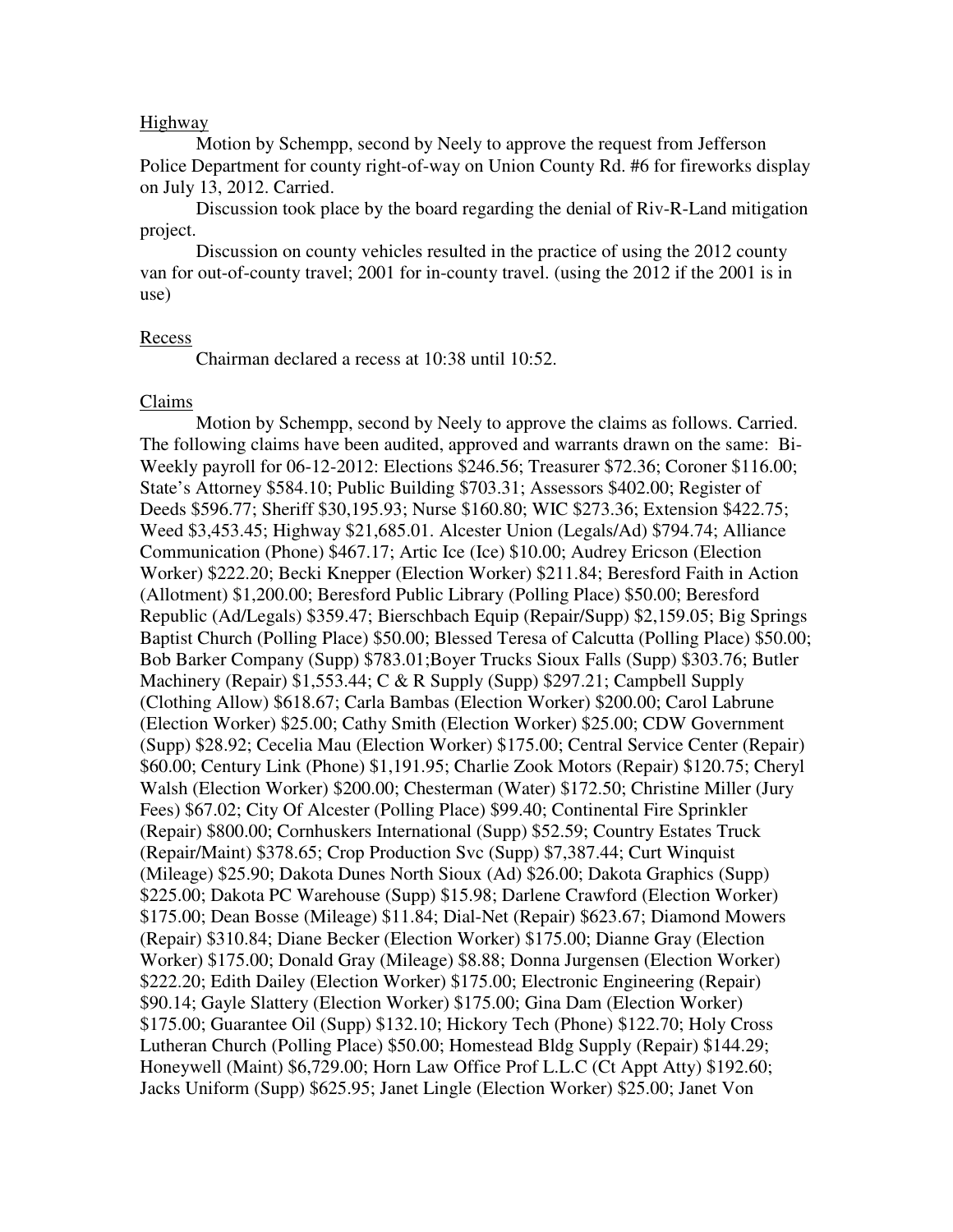Highway

Motion by Schempp, second by Neely to approve the request from Jefferson Police Department for county right-of-way on Union County Rd. #6 for fireworks display on July 13, 2012. Carried.

Discussion took place by the board regarding the denial of Riv-R-Land mitigation project.

Discussion on county vehicles resulted in the practice of using the 2012 county van for out-of-county travel; 2001 for in-county travel. (using the 2012 if the 2001 is in use)

Recess

Chairman declared a recess at 10:38 until 10:52.

Claims

Motion by Schempp, second by Neely to approve the claims as follows. Carried. The following claims have been audited, approved and warrants drawn on the same: Bi-Weekly payroll for 06-12-2012: Elections $246.56; Treasurer $72.36; Coroner $116.00; State's Attorney $584.10; Public Building $703.31; Assessors $402.00; Register of Deeds $596.77; Sheriff $30,195.93; Nurse $160.80; WIC $273.36; Extension $422.75; Weed $3,453.45; Highway $21,685.01. Alcester Union (Legals/Ad) $794.74; Alliance Communication (Phone) $467.17; Artic Ice (Ice) $10.00; Audrey Ericson (Election Worker) $222.20; Becki Knepper (Election Worker) $211.84; Beresford Faith in Action (Allotment) $1,200.00; Beresford Public Library (Polling Place) $50.00; Beresford Republic (Ad/Legals) $359.47; Bierschbach Equip (Repair/Supp) $2,159.05; Big Springs Baptist Church (Polling Place) $50.00; Blessed Teresa of Calcutta (Polling Place) $50.00; Bob Barker Company (Supp) $783.01;Boyer Trucks Sioux Falls (Supp) $303.76; Butler Machinery (Repair) $1,553.44; C & R Supply (Supp) $297.21; Campbell Supply (Clothing Allow) $618.67; Carla Bambas (Election Worker) $200.00; Carol Labrune (Election Worker) $25.00; Cathy Smith (Election Worker) $25.00; CDW Government (Supp) $28.92; Cecelia Mau (Election Worker) $175.00; Central Service Center (Repair) $60.00; Century Link (Phone) $1,191.95; Charlie Zook Motors (Repair) $120.75; Cheryl Walsh (Election Worker) $200.00; Chesterman (Water) $172.50; Christine Miller (Jury Fees) $67.02; City Of Alcester (Polling Place) $99.40; Continental Fire Sprinkler (Repair) $800.00; Cornhuskers International (Supp) $52.59; Country Estates Truck (Repair/Maint) $378.65; Crop Production Svc (Supp) $7,387.44; Curt Winquist (Mileage) $25.90; Dakota Dunes North Sioux (Ad) $26.00; Dakota Graphics (Supp) $225.00; Dakota PC Warehouse (Supp) $15.98; Darlene Crawford (Election Worker) $175.00; Dean Bosse (Mileage) $11.84; Dial-Net (Repair) $623.67; Diamond Mowers (Repair) $310.84; Diane Becker (Election Worker) $175.00; Dianne Gray (Election Worker) $175.00; Donald Gray (Mileage) $8.88; Donna Jurgensen (Election Worker) $222.20; Edith Dailey (Election Worker) $175.00; Electronic Engineering (Repair) $90.14; Gayle Slattery (Election Worker) $175.00; Gina Dam (Election Worker) $175.00; Guarantee Oil (Supp) $132.10; Hickory Tech (Phone) $122.70; Holy Cross Lutheran Church (Polling Place) $50.00; Homestead Bldg Supply (Repair) $144.29; Honeywell (Maint) $6,729.00; Horn Law Office Prof L.L.C (Ct Appt Atty) $192.60; Jacks Uniform (Supp) $625.95; Janet Lingle (Election Worker) $25.00; Janet Von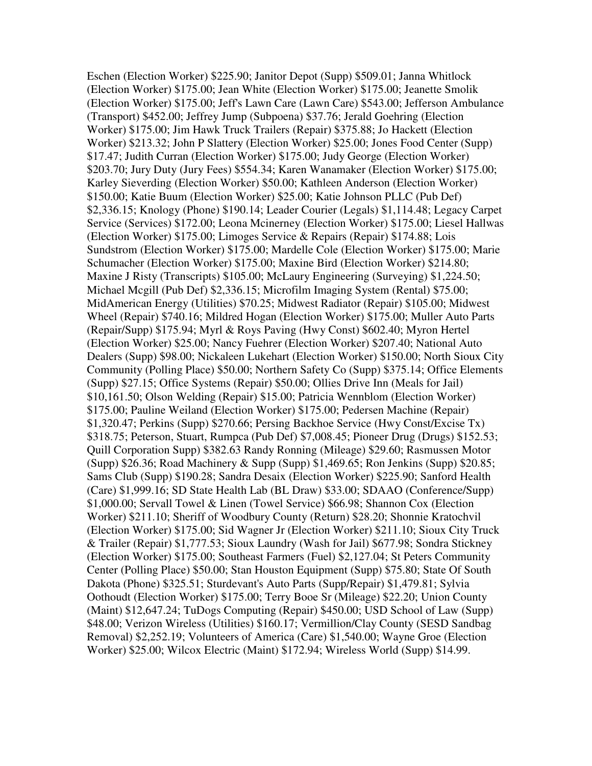Eschen (Election Worker) $225.90; Janitor Depot (Supp) $509.01; Janna Whitlock (Election Worker) $175.00; Jean White (Election Worker) $175.00; Jeanette Smolik (Election Worker) $175.00; Jeff's Lawn Care (Lawn Care) $543.00; Jefferson Ambulance (Transport) $452.00; Jeffrey Jump (Subpoena) $37.76; Jerald Goehring (Election Worker) $175.00; Jim Hawk Truck Trailers (Repair) $375.88; Jo Hackett (Election Worker) $213.32; John P Slattery (Election Worker) $25.00; Jones Food Center (Supp) $17.47; Judith Curran (Election Worker) $175.00; Judy George (Election Worker) $203.70; Jury Duty (Jury Fees) $554.34; Karen Wanamaker (Election Worker) $175.00; Karley Sieverding (Election Worker) $50.00; Kathleen Anderson (Election Worker) $150.00; Katie Buum (Election Worker) $25.00; Katie Johnson PLLC (Pub Def) $2,336.15; Knology (Phone) $190.14; Leader Courier (Legals) $1,114.48; Legacy Carpet Service (Services) $172.00; Leona Mcinerney (Election Worker) $175.00; Liesel Hallwas (Election Worker) $175.00; Limoges Service & Repairs (Repair) $174.88; Lois Sundstrom (Election Worker) $175.00; Mardelle Cole (Election Worker) $175.00; Marie Schumacher (Election Worker) $175.00; Maxine Bird (Election Worker) $214.80; Maxine J Risty (Transcripts) $105.00; McLaury Engineering (Surveying) $1,224.50; Michael Mcgill (Pub Def) $2,336.15; Microfilm Imaging System (Rental) $75.00; MidAmerican Energy (Utilities) $70.25; Midwest Radiator (Repair) $105.00; Midwest Wheel (Repair) $740.16; Mildred Hogan (Election Worker) $175.00; Muller Auto Parts (Repair/Supp) $175.94; Myrl & Roys Paving (Hwy Const) $602.40; Myron Hertel (Election Worker) $25.00; Nancy Fuehrer (Election Worker) $207.40; National Auto Dealers (Supp) $98.00; Nickaleen Lukehart (Election Worker) $150.00; North Sioux City Community (Polling Place) $50.00; Northern Safety Co (Supp) $375.14; Office Elements (Supp) $27.15; Office Systems (Repair) $50.00; Ollies Drive Inn (Meals for Jail) $10,161.50; Olson Welding (Repair) $15.00; Patricia Wennblom (Election Worker) $175.00; Pauline Weiland (Election Worker) $175.00; Pedersen Machine (Repair) $1,320.47; Perkins (Supp) $270.66; Persing Backhoe Service (Hwy Const/Excise Tx) $318.75; Peterson, Stuart, Rumpca (Pub Def) $7,008.45; Pioneer Drug (Drugs) $152.53; Quill Corporation Supp) $382.63 Randy Ronning (Mileage) $29.60; Rasmussen Motor (Supp) $26.36; Road Machinery & Supp (Supp) $1,469.65; Ron Jenkins (Supp) $20.85; Sams Club (Supp) $190.28; Sandra Desaix (Election Worker) $225.90; Sanford Health (Care) $1,999.16; SD State Health Lab (BL Draw) $33.00; SDAAO (Conference/Supp) $1,000.00; Servall Towel & Linen (Towel Service) $66.98; Shannon Cox (Election Worker) $211.10; Sheriff of Woodbury County (Return) $28.20; Shonnie Kratochvil (Election Worker) $175.00; Sid Wagner Jr (Election Worker) $211.10; Sioux City Truck & Trailer (Repair) $1,777.53; Sioux Laundry (Wash for Jail) $677.98; Sondra Stickney (Election Worker) $175.00; Southeast Farmers (Fuel) $2,127.04; St Peters Community Center (Polling Place) $50.00; Stan Houston Equipment (Supp) $75.80; State Of South Dakota (Phone) $325.51; Sturdevant's Auto Parts (Supp/Repair) $1,479.81; Sylvia Oothoudt (Election Worker) $175.00; Terry Booe Sr (Mileage) $22.20; Union County (Maint) $12,647.24; TuDogs Computing (Repair) $450.00; USD School of Law (Supp) $48.00; Verizon Wireless (Utilities) $160.17; Vermillion/Clay County (SESD Sandbag Removal) $2,252.19; Volunteers of America (Care) $1,540.00; Wayne Groe (Election Worker) $25.00; Wilcox Electric (Maint) $172.94; Wireless World (Supp) $14.99.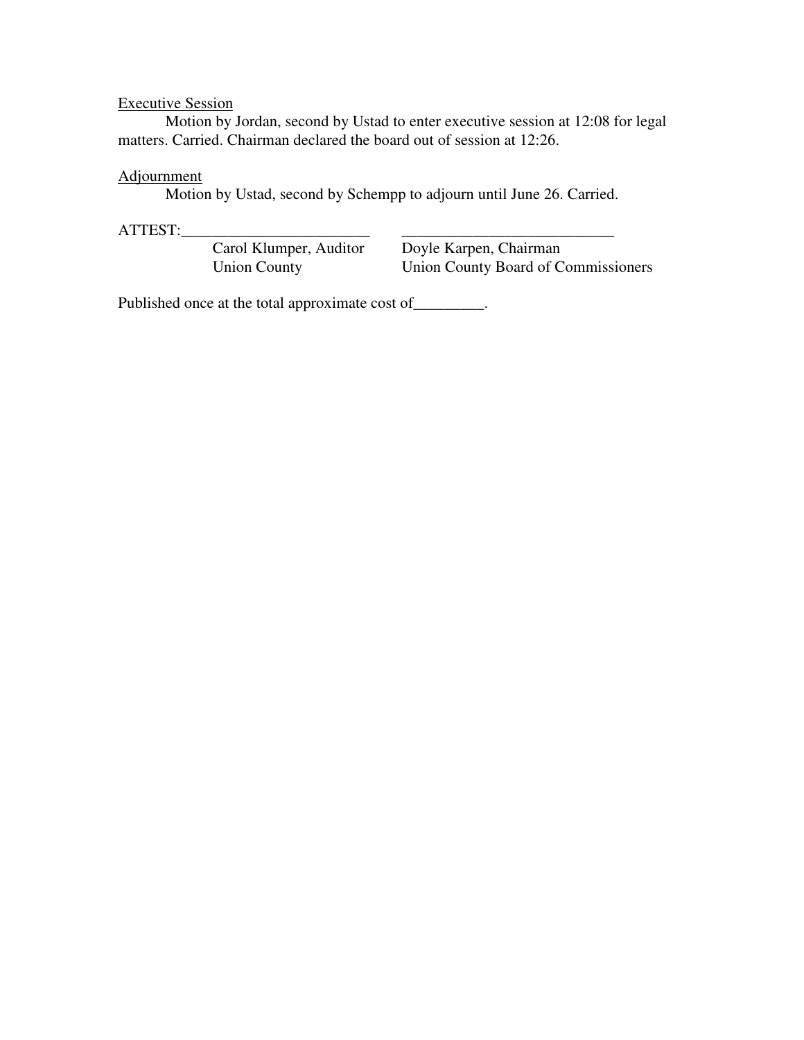<u>Executive Session</u>

Motion by Jordan, second by Ustad to enter executive session at 12:08 for legal matters. Carried. Chairman declared the board out of session at 12:26.

<u>Adjournment</u>

Motion by Ustad, second by Schempp to adjourn until June 26. Carried.

ATTEST:________________________ ___________________________

Carol Klumper, Auditor — Union County

Doyle Karpen, Chairman — Union County Board of Commissioners

Published once at the total approximate cost of_________.